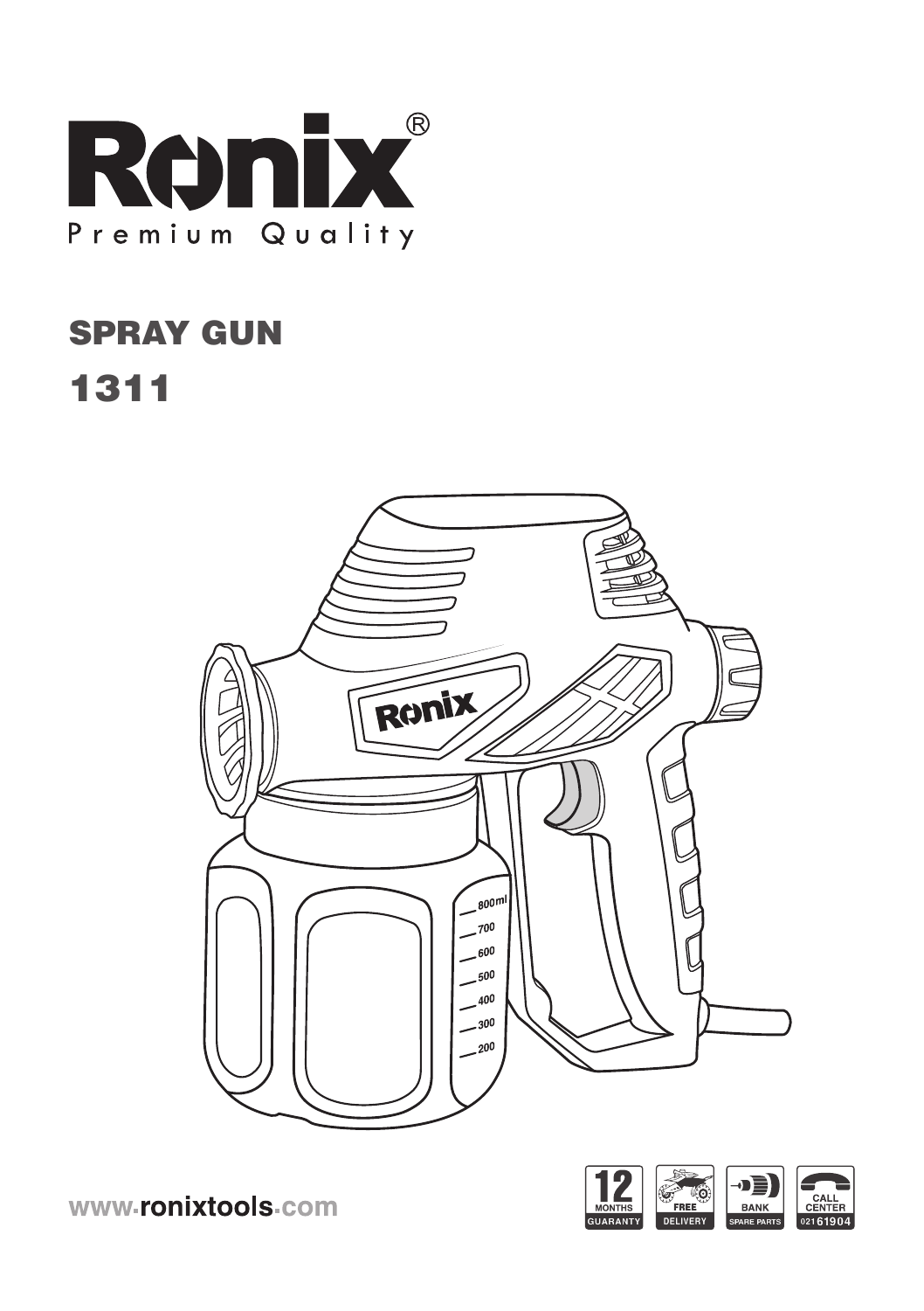# Ronix®

Premium Quality

## SPRAY GUN

## 1311

www.ronixtools.com

12 MONTHS GUARANTY

FREE DELIVERY

BANK SPARE PARTS

CALL CENTER 021 61904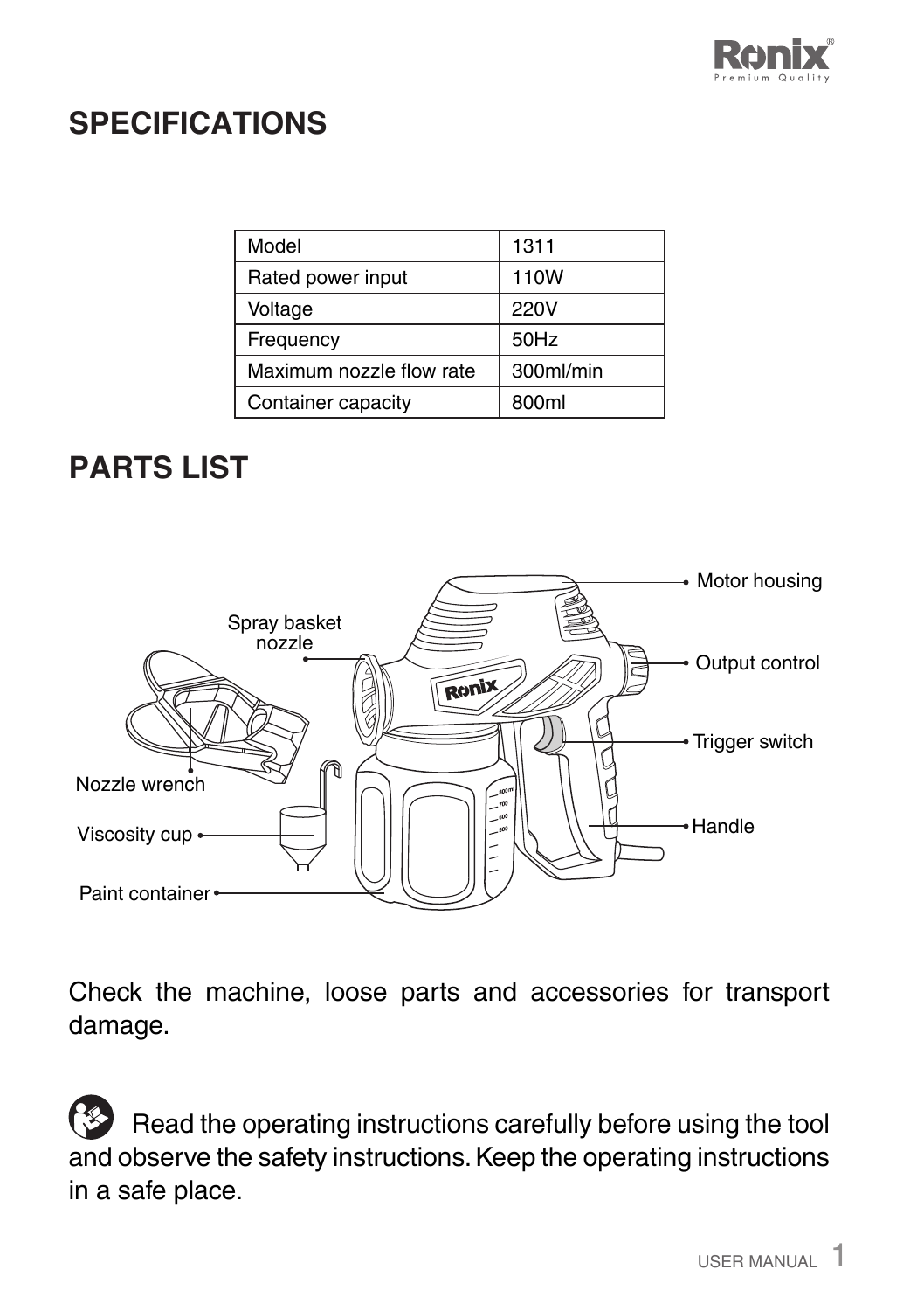## SPECIFICATIONS

| Model | 1311 |
|---|---|
| Rated power input | 110W |
| Voltage | 220V |
| Frequency | 50Hz |
| Maximum nozzle flow rate | 300ml/min |
| Container capacity | 800ml |

## PARTS LIST

- Motor housing
- Spray basket nozzle
- Output control
- Trigger switch
- Nozzle wrench
- Viscosity cup
- Handle
- Paint container

Check the machine, loose parts and accessories for transport damage.

Read the operating instructions carefully before using the tool and observe the safety instructions. Keep the operating instructions in a safe place.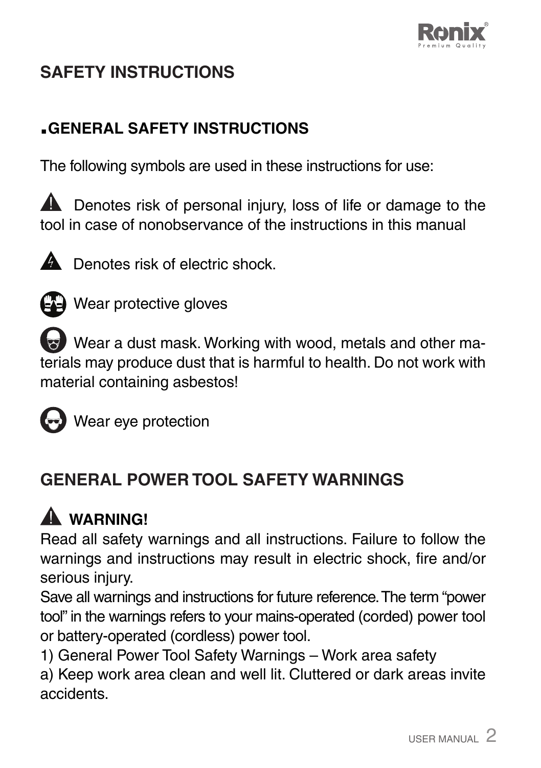# SAFETY INSTRUCTIONS

## .GENERAL SAFETY INSTRUCTIONS

The following symbols are used in these instructions for use:

⚠ Denotes risk of personal injury, loss of life or damage to the tool in case of nonobservance of the instructions in this manual

Denotes risk of electric shock.

Wear protective gloves

Wear a dust mask. Working with wood, metals and other materials may produce dust that is harmful to health. Do not work with material containing asbestos!

Wear eye protection

## GENERAL POWER TOOL SAFETY WARNINGS

### ⚠ WARNING!

Read all safety warnings and all instructions. Failure to follow the warnings and instructions may result in electric shock, fire and/or serious injury.

Save all warnings and instructions for future reference. The term "power tool" in the warnings refers to your mains-operated (corded) power tool or battery-operated (cordless) power tool.

1) General Power Tool Safety Warnings – Work area safety

a) Keep work area clean and well lit. Cluttered or dark areas invite accidents.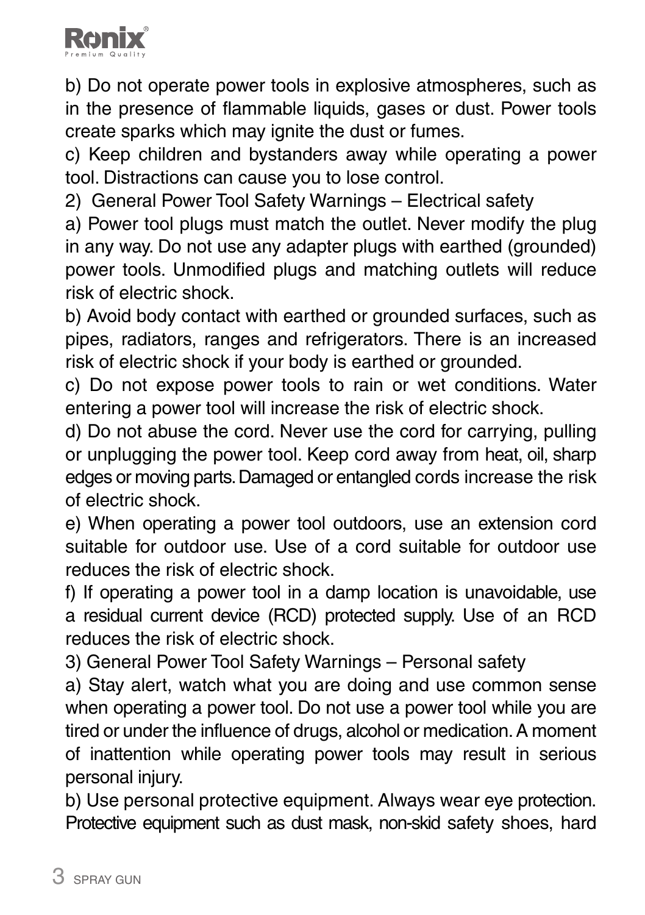b) Do not operate power tools in explosive atmospheres, such as in the presence of flammable liquids, gases or dust. Power tools create sparks which may ignite the dust or fumes.

c) Keep children and bystanders away while operating a power tool. Distractions can cause you to lose control.

2) General Power Tool Safety Warnings – Electrical safety

a) Power tool plugs must match the outlet. Never modify the plug in any way. Do not use any adapter plugs with earthed (grounded) power tools. Unmodified plugs and matching outlets will reduce risk of electric shock.

b) Avoid body contact with earthed or grounded surfaces, such as pipes, radiators, ranges and refrigerators. There is an increased risk of electric shock if your body is earthed or grounded.

c) Do not expose power tools to rain or wet conditions. Water entering a power tool will increase the risk of electric shock.

d) Do not abuse the cord. Never use the cord for carrying, pulling or unplugging the power tool. Keep cord away from heat, oil, sharp edges or moving parts. Damaged or entangled cords increase the risk of electric shock.

e) When operating a power tool outdoors, use an extension cord suitable for outdoor use. Use of a cord suitable for outdoor use reduces the risk of electric shock.

f) If operating a power tool in a damp location is unavoidable, use a residual current device (RCD) protected supply. Use of an RCD reduces the risk of electric shock.

3) General Power Tool Safety Warnings – Personal safety

a) Stay alert, watch what you are doing and use common sense when operating a power tool. Do not use a power tool while you are tired or under the influence of drugs, alcohol or medication. A moment of inattention while operating power tools may result in serious personal injury.

b) Use personal protective equipment. Always wear eye protection. Protective equipment such as dust mask, non-skid safety shoes, hard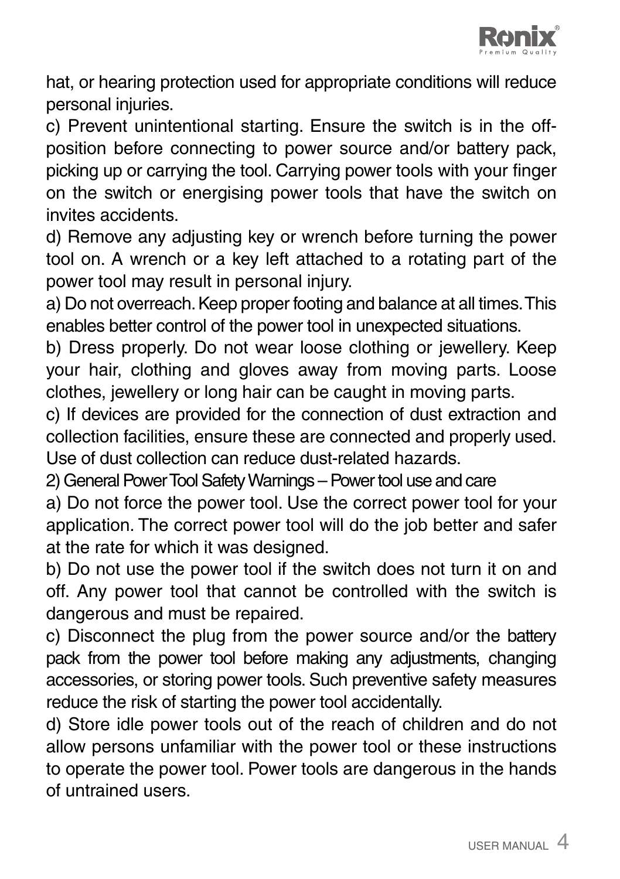hat, or hearing protection used for appropriate conditions will reduce personal injuries.

c) Prevent unintentional starting. Ensure the switch is in the off-position before connecting to power source and/or battery pack, picking up or carrying the tool. Carrying power tools with your finger on the switch or energising power tools that have the switch on invites accidents.

d) Remove any adjusting key or wrench before turning the power tool on. A wrench or a key left attached to a rotating part of the power tool may result in personal injury.

a) Do not overreach. Keep proper footing and balance at all times. This enables better control of the power tool in unexpected situations.

b) Dress properly. Do not wear loose clothing or jewellery. Keep your hair, clothing and gloves away from moving parts. Loose clothes, jewellery or long hair can be caught in moving parts.

c) If devices are provided for the connection of dust extraction and collection facilities, ensure these are connected and properly used. Use of dust collection can reduce dust-related hazards.

2) General Power Tool Safety Warnings – Power tool use and care

a) Do not force the power tool. Use the correct power tool for your application. The correct power tool will do the job better and safer at the rate for which it was designed.

b) Do not use the power tool if the switch does not turn it on and off. Any power tool that cannot be controlled with the switch is dangerous and must be repaired.

c) Disconnect the plug from the power source and/or the battery pack from the power tool before making any adjustments, changing accessories, or storing power tools. Such preventive safety measures reduce the risk of starting the power tool accidentally.

d) Store idle power tools out of the reach of children and do not allow persons unfamiliar with the power tool or these instructions to operate the power tool. Power tools are dangerous in the hands of untrained users.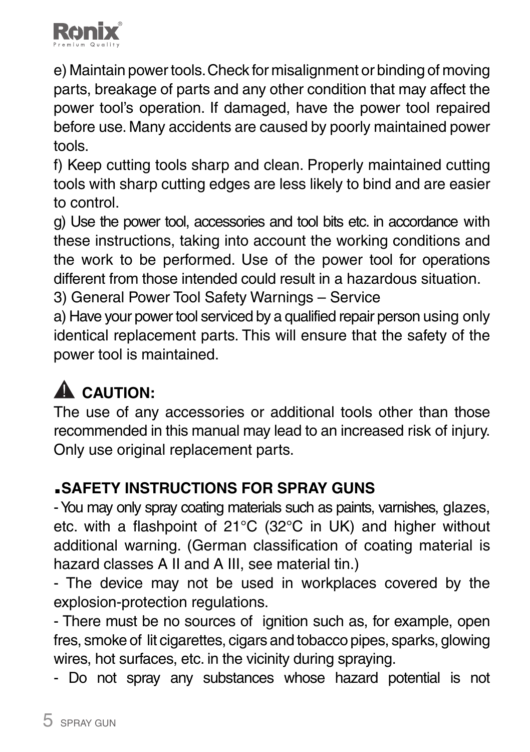e) Maintain power tools. Check for misalignment or binding of moving parts, breakage of parts and any other condition that may affect the power tool's operation. If damaged, have the power tool repaired before use. Many accidents are caused by poorly maintained power tools.

f) Keep cutting tools sharp and clean. Properly maintained cutting tools with sharp cutting edges are less likely to bind and are easier to control.

g) Use the power tool, accessories and tool bits etc. in accordance with these instructions, taking into account the working conditions and the work to be performed. Use of the power tool for operations different from those intended could result in a hazardous situation.

3) General Power Tool Safety Warnings – Service

a) Have your power tool serviced by a qualified repair person using only identical replacement parts. This will ensure that the safety of the power tool is maintained.

### ⚠ CAUTION:

The use of any accessories or additional tools other than those recommended in this manual may lead to an increased risk of injury. Only use original replacement parts.

### ▪SAFETY INSTRUCTIONS FOR SPRAY GUNS

- You may only spray coating materials such as paints, varnishes, glazes, etc. with a flashpoint of 21°C (32°C in UK) and higher without additional warning. (German classification of coating material is hazard classes A II and A III, see material tin.)
- The device may not be used in workplaces covered by the explosion-protection regulations.
- There must be no sources of ignition such as, for example, open fres, smoke of lit cigarettes, cigars and tobacco pipes, sparks, glowing wires, hot surfaces, etc. in the vicinity during spraying.
- Do not spray any substances whose hazard potential is not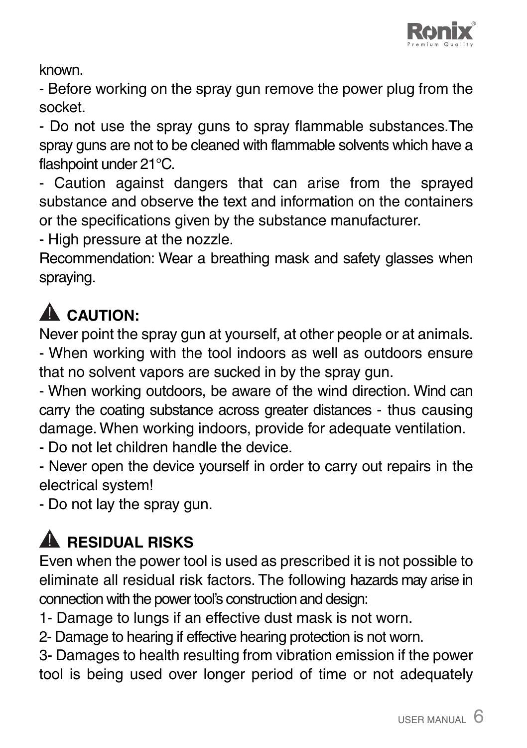known.

- Before working on the spray gun remove the power plug from the socket.
- Do not use the spray guns to spray flammable substances.The spray guns are not to be cleaned with flammable solvents which have a flashpoint under 21°C.
- Caution against dangers that can arise from the sprayed substance and observe the text and information on the containers or the specifications given by the substance manufacturer.
- High pressure at the nozzle.

Recommendation: Wear a breathing mask and safety glasses when spraying.

## ⚠ CAUTION:

Never point the spray gun at yourself, at other people or at animals.

- When working with the tool indoors as well as outdoors ensure that no solvent vapors are sucked in by the spray gun.
- When working outdoors, be aware of the wind direction. Wind can carry the coating substance across greater distances - thus causing damage. When working indoors, provide for adequate ventilation.
- Do not let children handle the device.
- Never open the device yourself in order to carry out repairs in the electrical system!
- Do not lay the spray gun.

## ⚠ RESIDUAL RISKS

Even when the power tool is used as prescribed it is not possible to eliminate all residual risk factors. The following hazards may arise in connection with the power tool's construction and design:

1- Damage to lungs if an effective dust mask is not worn.

2- Damage to hearing if effective hearing protection is not worn.

3- Damages to health resulting from vibration emission if the power tool is being used over longer period of time or not adequately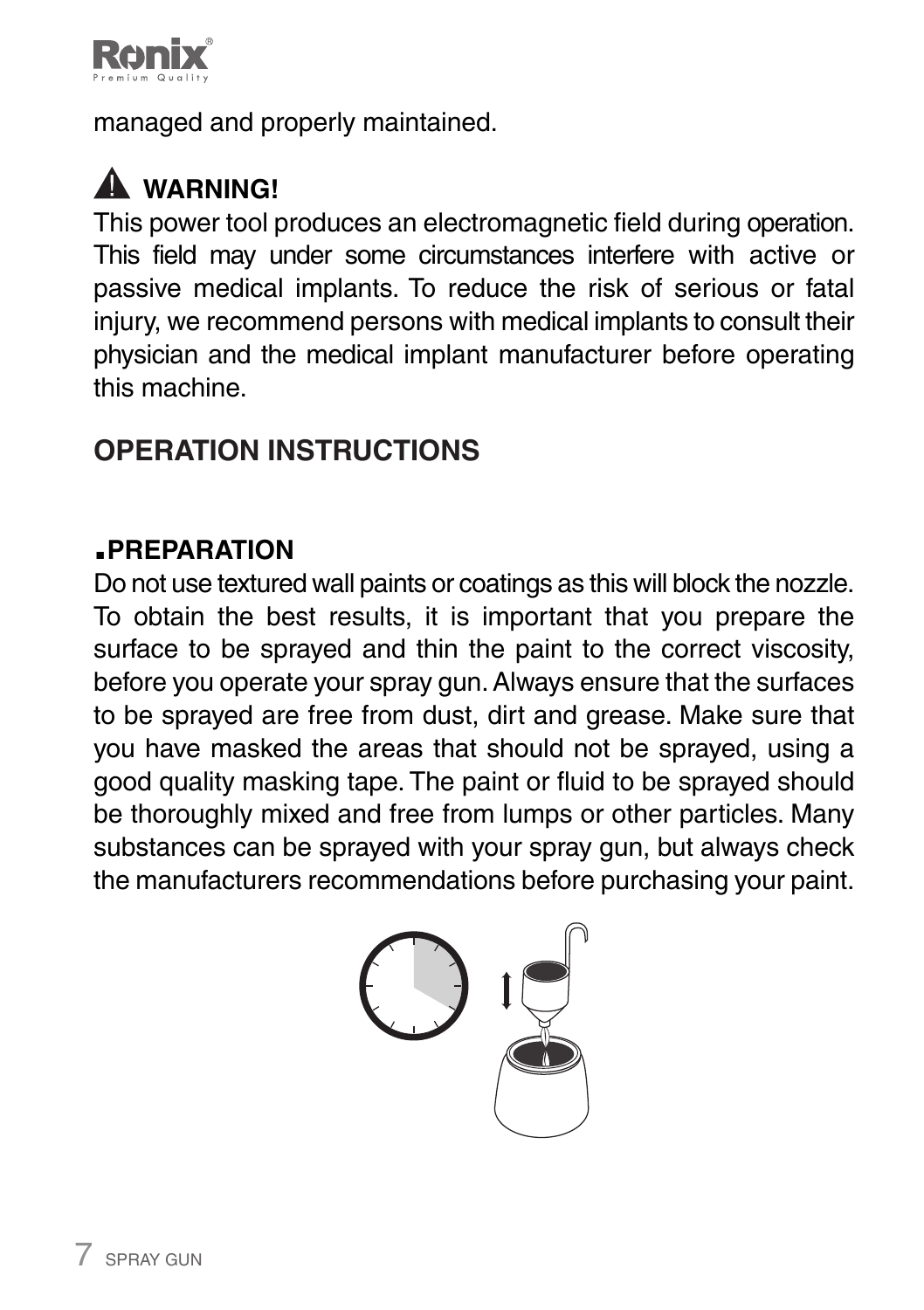managed and properly maintained.

**⚠ WARNING!**

This power tool produces an electromagnetic field during operation. This field may under some circumstances interfere with active or passive medical implants. To reduce the risk of serious or fatal injury, we recommend persons with medical implants to consult their physician and the medical implant manufacturer before operating this machine.

## OPERATION INSTRUCTIONS

### ▪PREPARATION

Do not use textured wall paints or coatings as this will block the nozzle. To obtain the best results, it is important that you prepare the surface to be sprayed and thin the paint to the correct viscosity, before you operate your spray gun. Always ensure that the surfaces to be sprayed are free from dust, dirt and grease. Make sure that you have masked the areas that should not be sprayed, using a good quality masking tape. The paint or fluid to be sprayed should be thoroughly mixed and free from lumps or other particles. Many substances can be sprayed with your spray gun, but always check the manufacturers recommendations before purchasing your paint.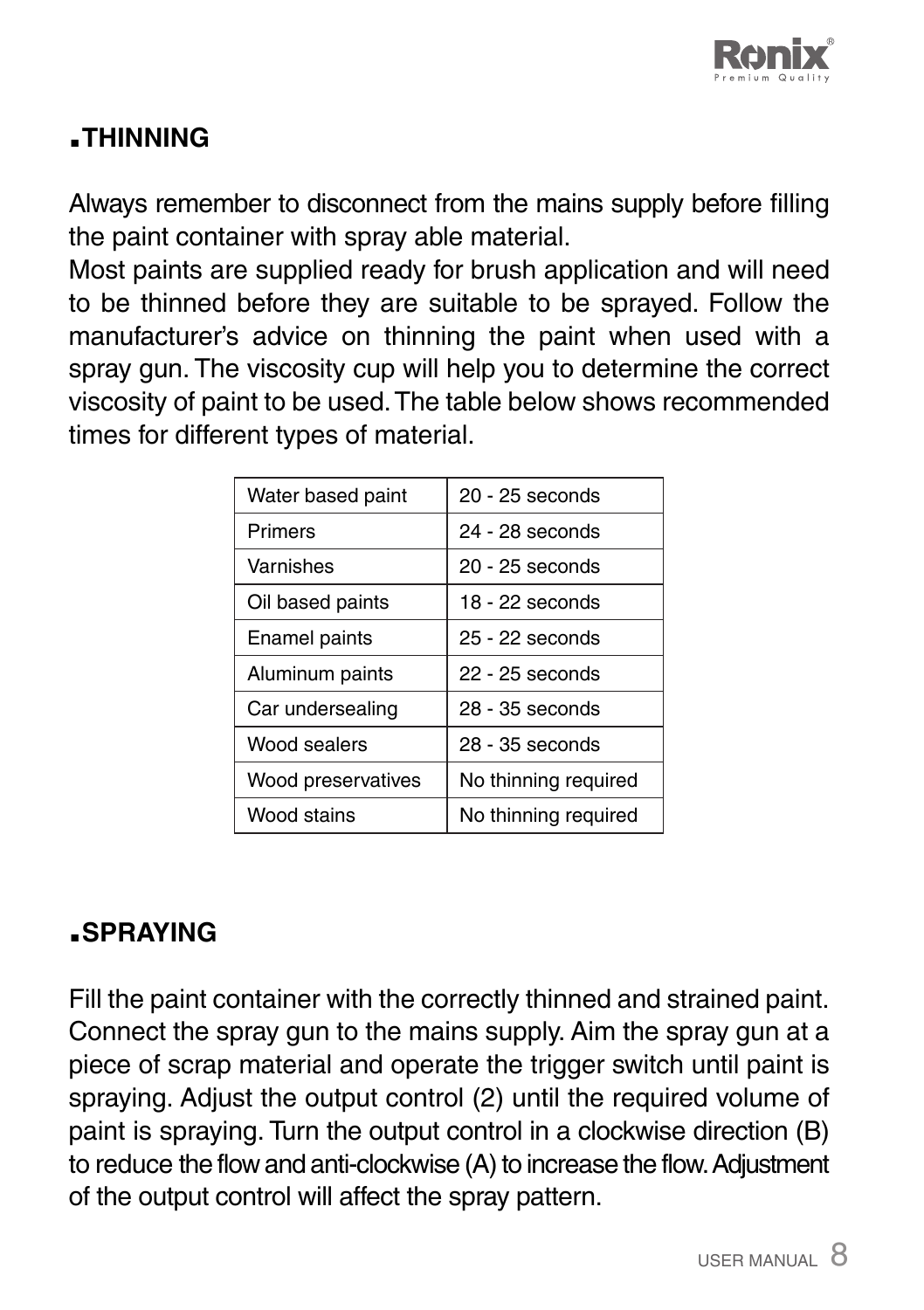## THINNING

Always remember to disconnect from the mains supply before filling the paint container with spray able material.
Most paints are supplied ready for brush application and will need to be thinned before they are suitable to be sprayed. Follow the manufacturer's advice on thinning the paint when used with a spray gun. The viscosity cup will help you to determine the correct viscosity of paint to be used. The table below shows recommended times for different types of material.

| Water based paint | 20 - 25 seconds |
|---|---|
| Primers | 24 - 28 seconds |
| Varnishes | 20 - 25 seconds |
| Oil based paints | 18 - 22 seconds |
| Enamel paints | 25 - 22 seconds |
| Aluminum paints | 22 - 25 seconds |
| Car undersealing | 28 - 35 seconds |
| Wood sealers | 28 - 35 seconds |
| Wood preservatives | No thinning required |
| Wood stains | No thinning required |

## SPRAYING

Fill the paint container with the correctly thinned and strained paint. Connect the spray gun to the mains supply. Aim the spray gun at a piece of scrap material and operate the trigger switch until paint is spraying. Adjust the output control (2) until the required volume of paint is spraying. Turn the output control in a clockwise direction (B) to reduce the flow and anti-clockwise (A) to increase the flow. Adjustment of the output control will affect the spray pattern.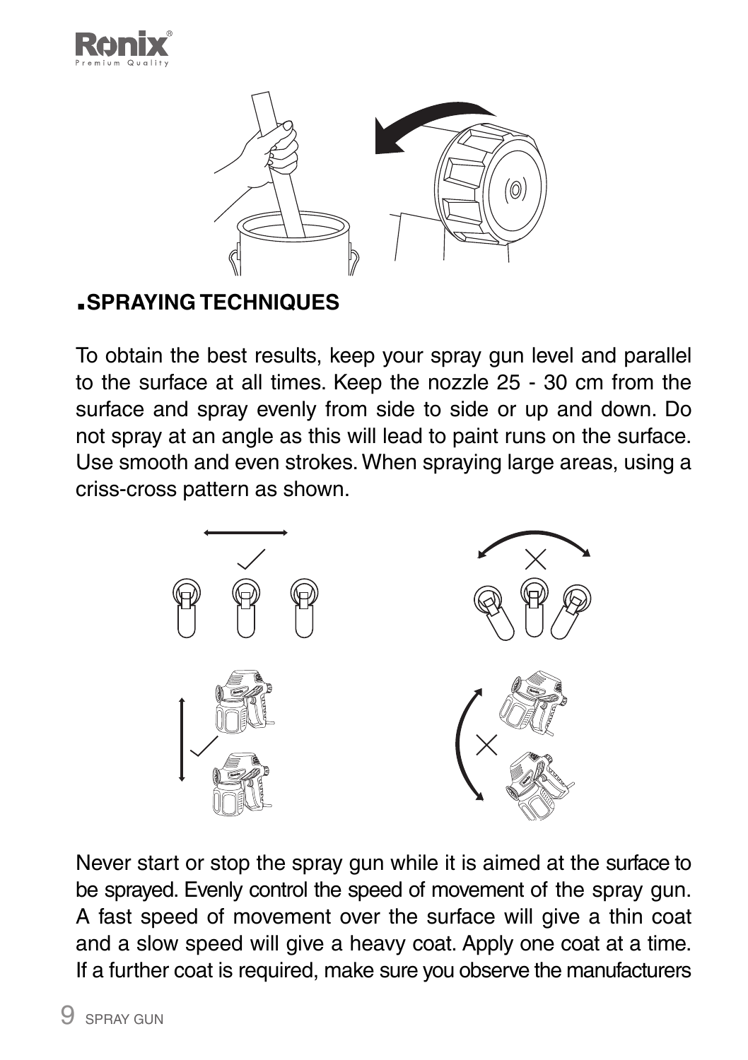## SPRAYING TECHNIQUES

To obtain the best results, keep your spray gun level and parallel to the surface at all times. Keep the nozzle 25 - 30 cm from the surface and spray evenly from side to side or up and down. Do not spray at an angle as this will lead to paint runs on the surface. Use smooth and even strokes. When spraying large areas, using a criss-cross pattern as shown.

Never start or stop the spray gun while it is aimed at the surface to be sprayed. Evenly control the speed of movement of the spray gun. A fast speed of movement over the surface will give a thin coat and a slow speed will give a heavy coat. Apply one coat at a time. If a further coat is required, make sure you observe the manufacturers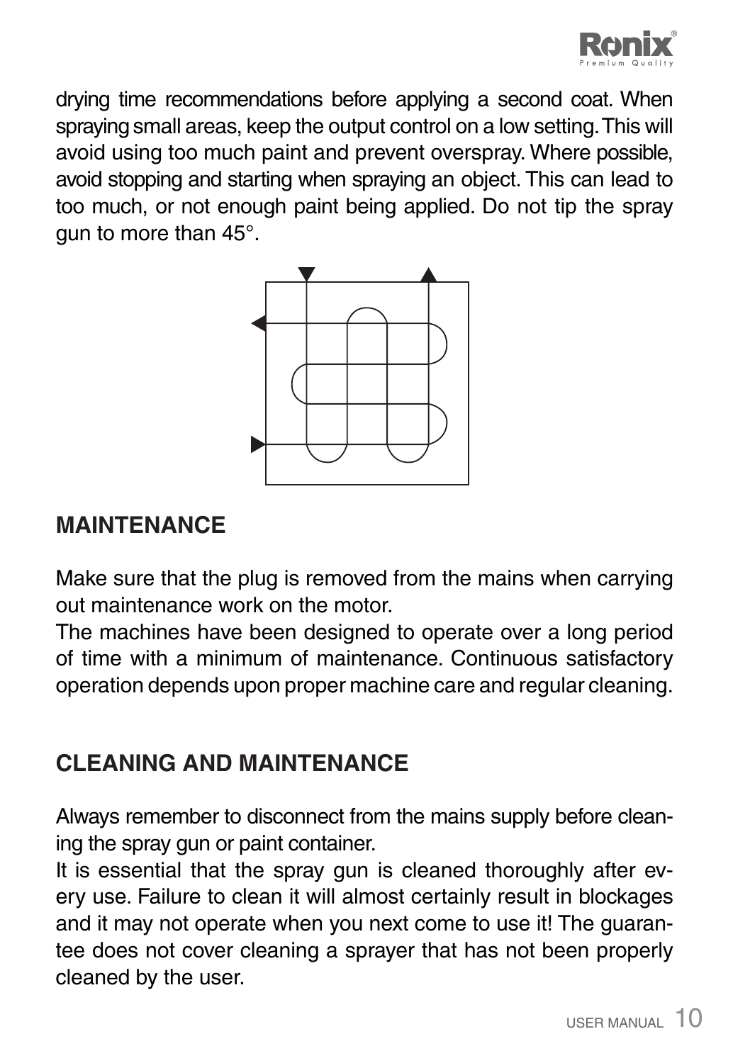drying time recommendations before applying a second coat. When spraying small areas, keep the output control on a low setting. This will avoid using too much paint and prevent overspray. Where possible, avoid stopping and starting when spraying an object. This can lead to too much, or not enough paint being applied. Do not tip the spray gun to more than 45°.

## MAINTENANCE

Make sure that the plug is removed from the mains when carrying out maintenance work on the motor.
The machines have been designed to operate over a long period of time with a minimum of maintenance. Continuous satisfactory operation depends upon proper machine care and regular cleaning.

## CLEANING AND MAINTENANCE

Always remember to disconnect from the mains supply before cleaning the spray gun or paint container.
It is essential that the spray gun is cleaned thoroughly after every use. Failure to clean it will almost certainly result in blockages and it may not operate when you next come to use it! The guarantee does not cover cleaning a sprayer that has not been properly cleaned by the user.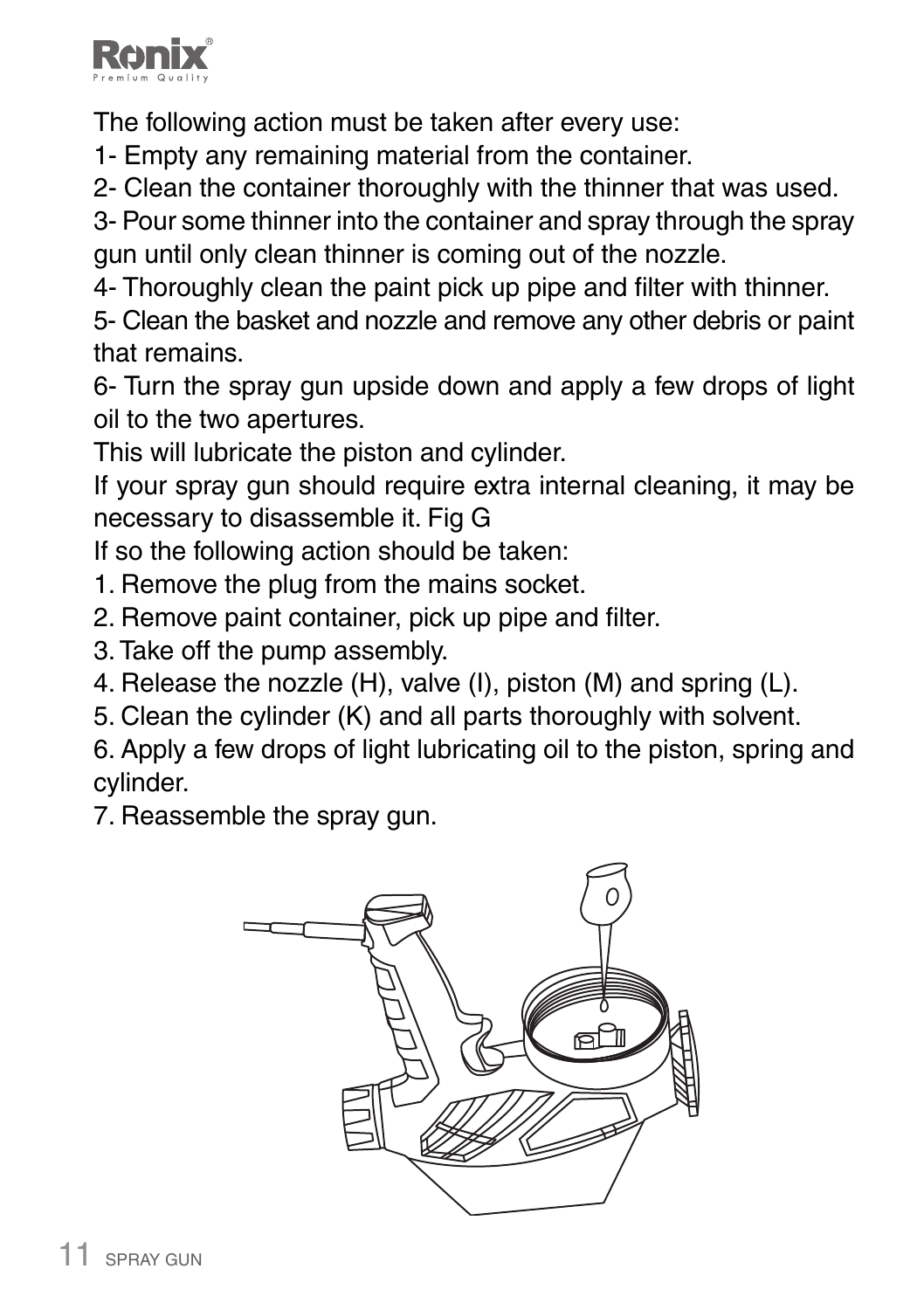The following action must be taken after every use:

1- Empty any remaining material from the container.

2- Clean the container thoroughly with the thinner that was used.

3- Pour some thinner into the container and spray through the spray gun until only clean thinner is coming out of the nozzle.

4- Thoroughly clean the paint pick up pipe and filter with thinner.

5- Clean the basket and nozzle and remove any other debris or paint that remains.

6- Turn the spray gun upside down and apply a few drops of light oil to the two apertures.

This will lubricate the piston and cylinder.

If your spray gun should require extra internal cleaning, it may be necessary to disassemble it. Fig G

If so the following action should be taken:

1. Remove the plug from the mains socket.
2. Remove paint container, pick up pipe and filter.
3. Take off the pump assembly.
4. Release the nozzle (H), valve (I), piston (M) and spring (L).
5. Clean the cylinder (K) and all parts thoroughly with solvent.
6. Apply a few drops of light lubricating oil to the piston, spring and cylinder.
7. Reassemble the spray gun.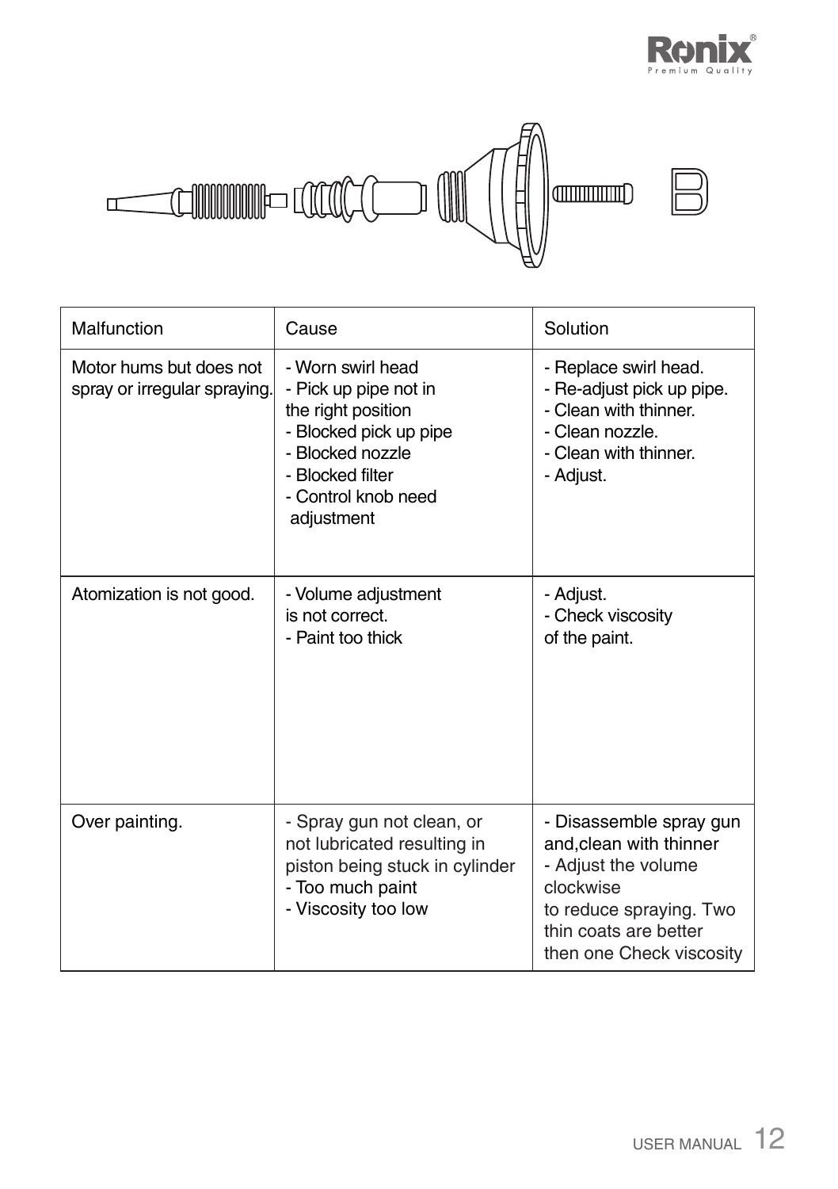| Malfunction | Cause | Solution |
| --- | --- | --- |
| Motor hums but does not spray or irregular spraying. | - Worn swirl head<br>- Pick up pipe not in the right position<br>- Blocked pick up pipe<br>- Blocked nozzle<br>- Blocked filter<br>- Control knob need adjustment | - Replace swirl head.<br>- Re-adjust pick up pipe.<br>- Clean with thinner.<br>- Clean nozzle.<br>- Clean with thinner.<br>- Adjust. |
| Atomization is not good. | - Volume adjustment is not correct.<br>- Paint too thick | - Adjust.<br>- Check viscosity of the paint. |
| Over painting. | - Spray gun not clean, or not lubricated resulting in piston being stuck in cylinder<br>- Too much paint<br>- Viscosity too low | - Disassemble spray gun and,clean with thinner<br>- Adjust the volume clockwise to reduce spraying. Two thin coats are better then one Check viscosity |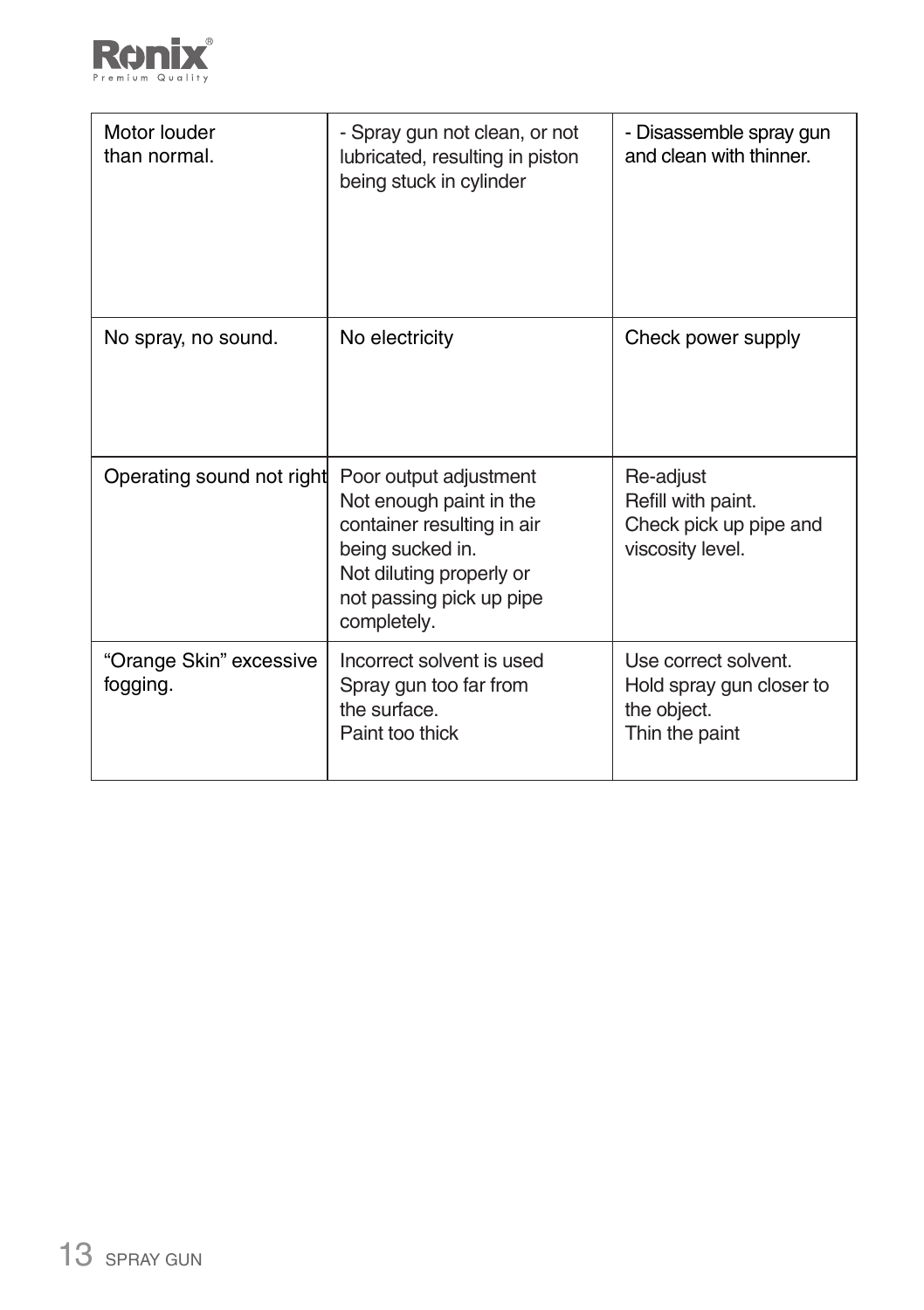| Motor louder than normal. | - Spray gun not clean, or not lubricated, resulting in piston being stuck in cylinder | - Disassemble spray gun and clean with thinner. |
|---|---|---|
| No spray, no sound. | No electricity | Check power supply |
| Operating sound not right | Poor output adjustment<br>Not enough paint in the container resulting in air being sucked in.<br>Not diluting properly or not passing pick up pipe completely. | Re-adjust<br>Refill with paint.<br>Check pick up pipe and viscosity level. |
| “Orange Skin” excessive fogging. | Incorrect solvent is used<br>Spray gun too far from the surface.<br>Paint too thick | Use correct solvent.<br>Hold spray gun closer to the object.<br>Thin the paint |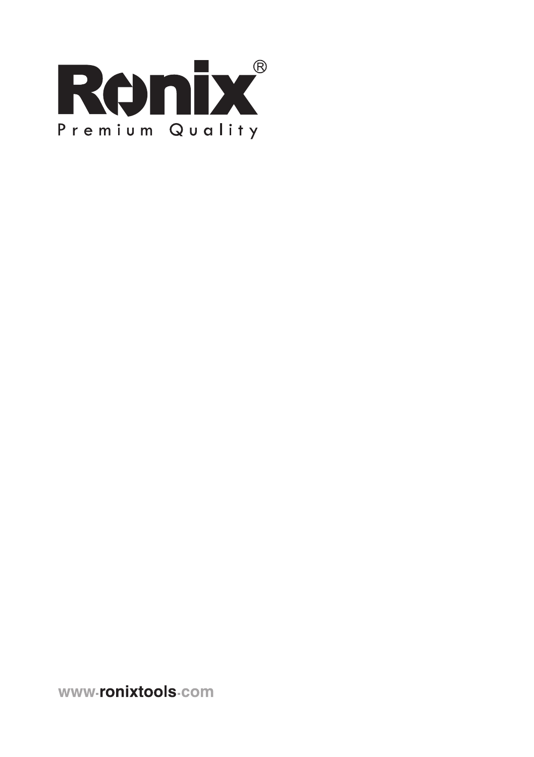Ronix®

Premium Quality

www.ronixtools.com